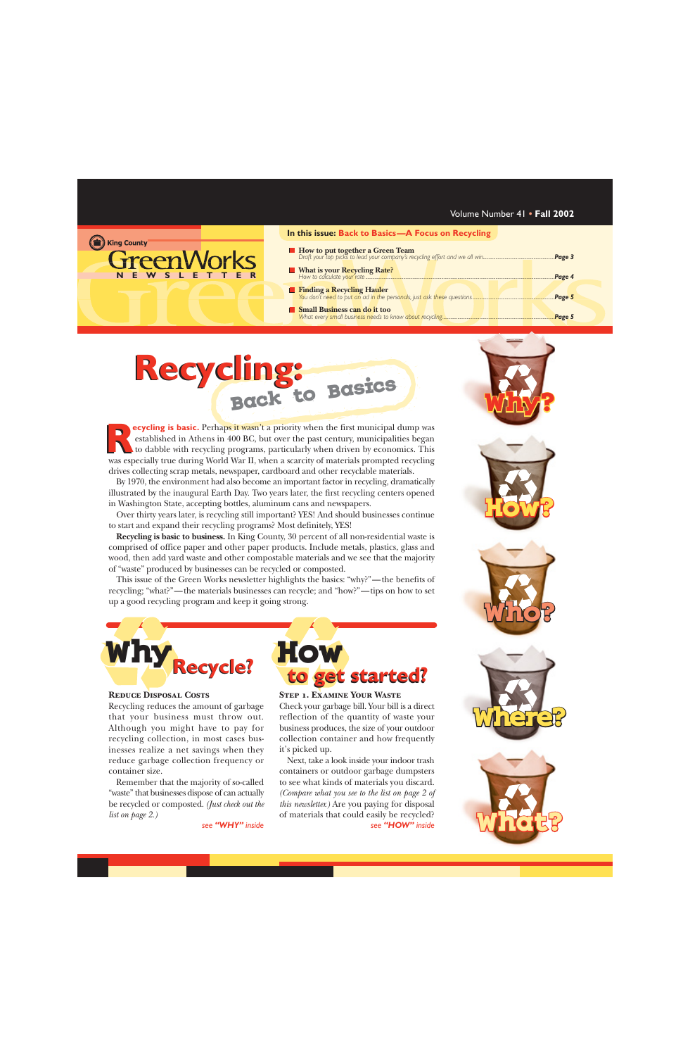King County

# GreenWorks NEWSLETTER

Volume Number 41 • **Fall 2002**

**In this issue: Back to Basics—A Focus on Recycling**

- **How to put together a Green Team** — *Draft your top picks to lead your company's recycling effort and we all win* ..... *Page 3*
- **What is your Recycling Rate?** — *How to calculate your rate* ..... *Page 4*
- **Finding a Recycling Hauler** — *You don't need to put an ad in the personals, just ask these questions* ..... *Page 5*
- **Small Business can do it too** — *What every small business needs to know about recycling* ..... *Page 5*

# Recycling: Back to Basics

**Recycling is basic.** Perhaps it wasn't a priority when the first municipal dump was established in Athens in 400 BC, but over the past century, municipalities began to dabble with recycling programs, particularly when driven by economics. This was especially true during World War II, when a scarcity of materials prompted recycling drives collecting scrap metals, newspaper, cardboard and other recyclable materials.

By 1970, the environment had also become an important factor in recycling, dramatically illustrated by the inaugural Earth Day. Two years later, the first recycling centers opened in Washington State, accepting bottles, aluminum cans and newspapers.

Over thirty years later, is recycling still important? YES! And should businesses continue to start and expand their recycling programs? Most definitely, YES!

**Recycling is basic to business.** In King County, 30 percent of all non-residential waste is comprised of office paper and other paper products. Include metals, plastics, glass and wood, then add yard waste and other compostable materials and we see that the majority of "waste" produced by businesses can be recycled or composted.

This issue of the Green Works newsletter highlights the basics: "why?"—the benefits of recycling; "what?"—the materials businesses can recycle; and "how?"—tips on how to set up a good recycling program and keep it going strong.

Why? How? Who? Where? What?

## Why Recycle?

### Reduce Disposal Costs

Recycling reduces the amount of garbage that your business must throw out. Although you might have to pay for recycling collection, in most cases businesses realize a net savings when they reduce garbage collection frequency or container size.

Remember that the majority of so-called "waste" that businesses dispose of can actually be recycled or composted. *(Just check out the list on page 2.)*

*see "WHY" inside*

## How to get started?

### Step 1. Examine Your Waste

Check your garbage bill. Your bill is a direct reflection of the quantity of waste your business produces, the size of your outdoor collection container and how frequently it's picked up.

Next, take a look inside your indoor trash containers or outdoor garbage dumpsters to see what kinds of materials you discard. *(Compare what you see to the list on page 2 of this newsletter.)* Are you paying for disposal of materials that could easily be recycled?

*see "HOW" inside*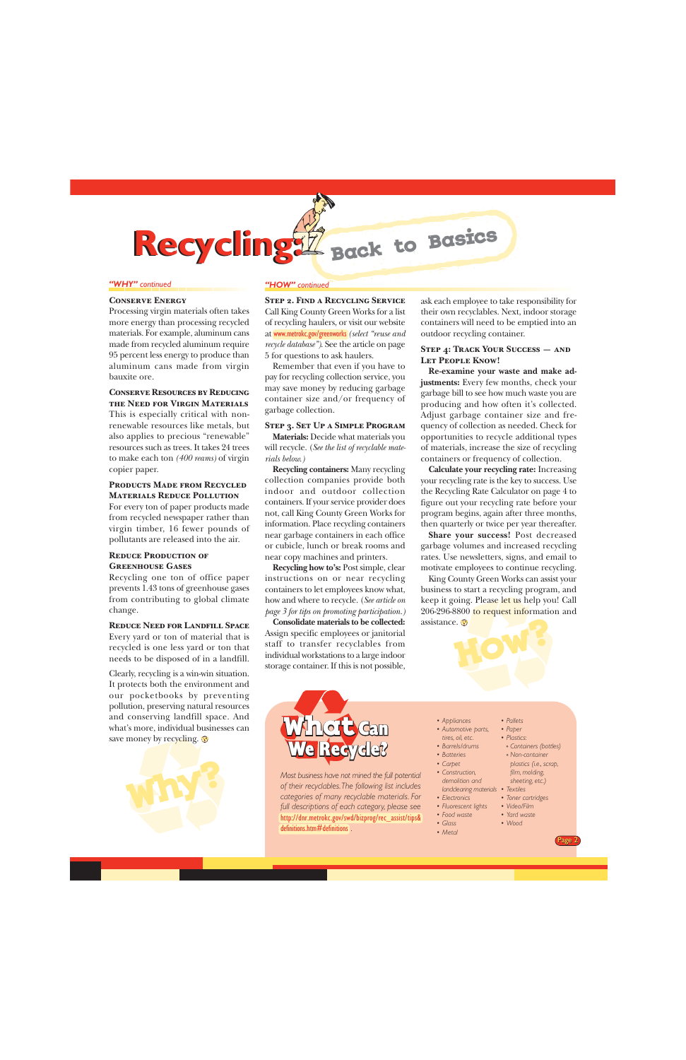# Recycling: Back to Basics

## "WHY" continued

### Conserve Energy

Processing virgin materials often takes more energy than processing recycled materials. For example, aluminum cans made from recycled aluminum require 95 percent less energy to produce than aluminum cans made from virgin bauxite ore.

### Conserve Resources by Reducing the Need for Virgin Materials

This is especially critical with non-renewable resources like metals, but also applies to precious "renewable" resources such as trees. It takes 24 trees to make each ton *(400 reams)* of virgin copier paper.

### Products Made from Recycled Materials Reduce Pollution

For every ton of paper products made from recycled newspaper rather than virgin timber, 16 fewer pounds of pollutants are released into the air.

### Reduce Production of Greenhouse Gases

Recycling one ton of office paper prevents 1.43 tons of greenhouse gases from contributing to global climate change.

### Reduce Need for Landfill Space

Every yard or ton of material that is recycled is one less yard or ton that needs to be disposed of in a landfill.

Clearly, recycling is a win-win situation. It protects both the environment and our pocketbooks by preventing pollution, preserving natural resources and conserving landfill space. And what's more, individual businesses can save money by recycling.

## "HOW" continued

### Step 2. Find a Recycling Service

Call King County Green Works for a list of recycling haulers, or visit our website at www.metrokc.gov/greenworks *(select "reuse and recycle database")*. See the article on page 5 for questions to ask haulers.

Remember that even if you have to pay for recycling collection service, you may save money by reducing garbage container size and/or frequency of garbage collection.

### Step 3. Set Up a Simple Program

**Materials:** Decide what materials you will recycle. *(See the list of recyclable materials below.)*

**Recycling containers:** Many recycling collection companies provide both indoor and outdoor collection containers. If your service provider does not, call King County Green Works for information. Place recycling containers near garbage containers in each office or cubicle, lunch or break rooms and near copy machines and printers.

**Recycling how to's:** Post simple, clear instructions on or near recycling containers to let employees know what, how and where to recycle. *(See article on page 3 for tips on promoting participation.)*

**Consolidate materials to be collected:** Assign specific employees or janitorial staff to transfer recyclables from individual workstations to a large indoor storage container. If this is not possible, ask each employee to take responsibility for their own recyclables. Next, indoor storage containers will need to be emptied into an outdoor recycling container.

### Step 4: Track Your Success — and Let People Know!

**Re-examine your waste and make adjustments:** Every few months, check your garbage bill to see how much waste you are producing and how often it's collected. Adjust garbage container size and frequency of collection as needed. Check for opportunities to recycle additional types of materials, increase the size of recycling containers or frequency of collection.

**Calculate your recycling rate:** Increasing your recycling rate is the key to success. Use the Recycling Rate Calculator on page 4 to figure out your recycling rate before your program begins, again after three months, then quarterly or twice per year thereafter.

**Share your success!** Post decreased garbage volumes and increased recycling rates. Use newsletters, signs, and email to motivate employees to continue recycling.

King County Green Works can assist your business to start a recycling program, and keep it going. Please let us help you! Call 206-296-8800 to request information and assistance.

## What Can We Recycle?

*Most business have not mined the full potential of their recyclables. The following list includes categories of many recyclable materials. For full descriptions of each category, please see* http://dnr.metrokc.gov/swd/bizprog/rec_assist/tips&definitions.htm#definitions.

- Appliances
- Automotive parts, tires, oil, etc.
- Barrels/drums
- Batteries
- Carpet
- Construction, demolition and landclearing materials
- Electronics
- Fluorescent lights
- Food waste
- Glass
- Metal
- Pallets
- Paper
- Plastics:
  - Containers (bottles)
  - Non-container plastics (i.e., scrap, film, molding, sheeting, etc.)
- Textiles
- Toner cartridges
- Video/Film
- Yard waste
- Wood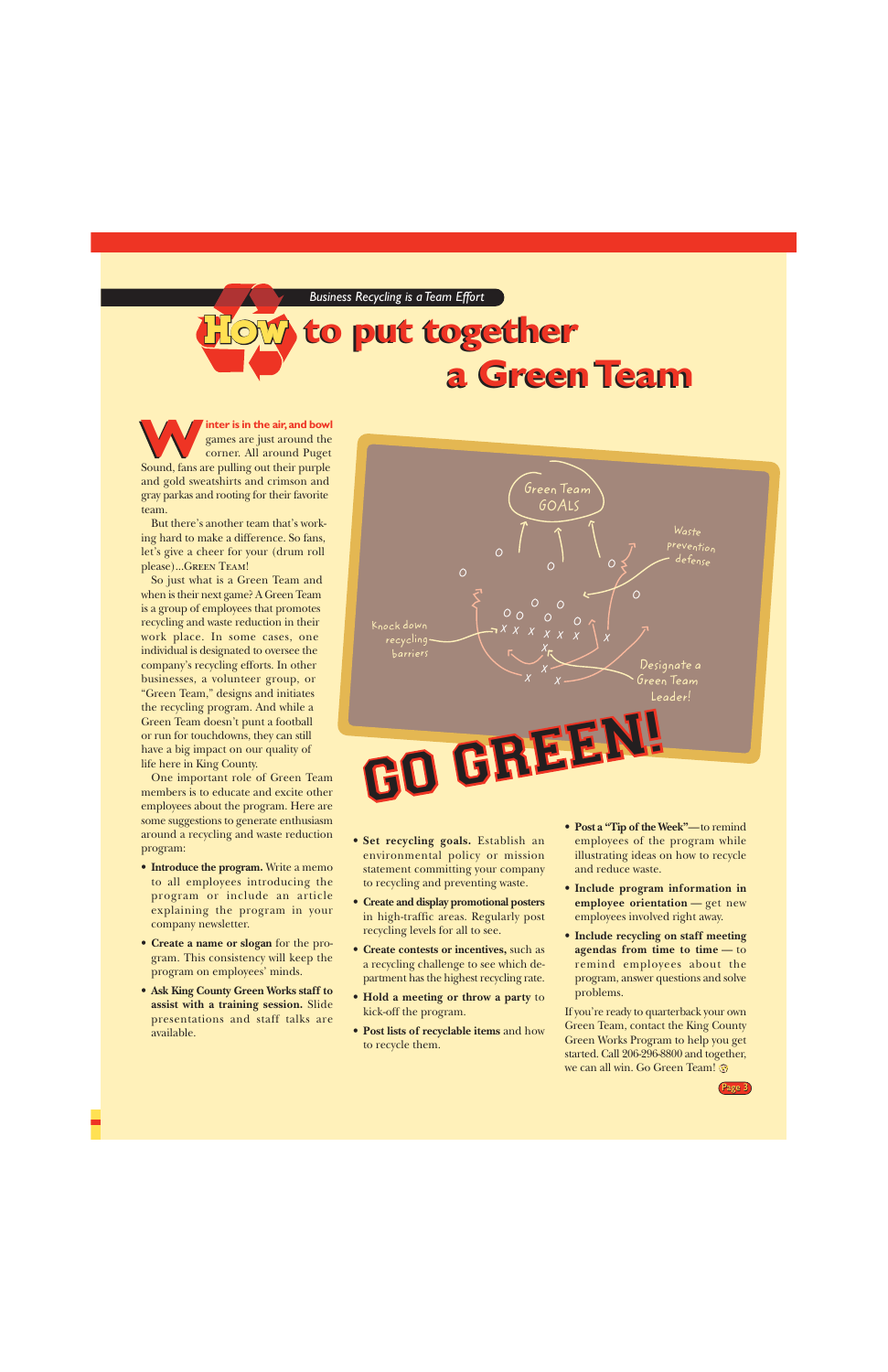*Business Recycling is a Team Effort*

# How to put together a Green Team

**Winter is in the air, and bowl** games are just around the corner. All around Puget Sound, fans are pulling out their purple and gold sweatshirts and crimson and gray parkas and rooting for their favorite team.

But there's another team that's working hard to make a difference. So fans, let's give a cheer for your (drum roll please)...Green Team!

So just what is a Green Team and when is their next game? A Green Team is a group of employees that promotes recycling and waste reduction in their work place. In some cases, one individual is designated to oversee the company's recycling efforts. In other businesses, a volunteer group, or "Green Team," designs and initiates the recycling program. And while a Green Team doesn't punt a football or run for touchdowns, they can still have a big impact on our quality of life here in King County.

One important role of Green Team members is to educate and excite other employees about the program. Here are some suggestions to generate enthusiasm around a recycling and waste reduction program:

- **Introduce the program.** Write a memo to all employees introducing the program or include an article explaining the program in your company newsletter.
- **Create a name or slogan** for the program. This consistency will keep the program on employees' minds.
- **Ask King County Green Works staff to assist with a training session.** Slide presentations and staff talks are available.

Green Team GOALS

Waste prevention defense

Knock down recycling barriers

Designate a Green Team Leader!

## GO GREEN!

- **Set recycling goals.** Establish an environmental policy or mission statement committing your company to recycling and preventing waste.
- **Create and display promotional posters** in high-traffic areas. Regularly post recycling levels for all to see.
- **Create contests or incentives,** such as a recycling challenge to see which department has the highest recycling rate.
- **Hold a meeting or throw a party** to kick-off the program.
- **Post lists of recyclable items** and how to recycle them.
- **Post a "Tip of the Week"**—to remind employees of the program while illustrating ideas on how to recycle and reduce waste.
- **Include program information in employee orientation** — get new employees involved right away.
- **Include recycling on staff meeting agendas from time to time** — to remind employees about the program, answer questions and solve problems.

If you're ready to quarterback your own Green Team, contact the King County Green Works Program to help you get started. Call 206-296-8800 and together, we can all win. Go Green Team!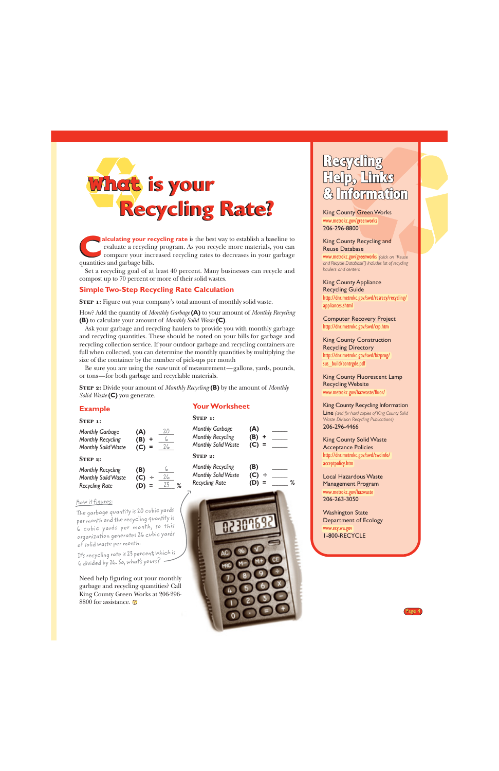# What is your Recycling Rate?

**Calculating your recycling rate** is the best way to establish a baseline to evaluate a recycling program. As you recycle more materials, you can compare your increased recycling rates to decreases in your garbage quantities and garbage bills.

Set a recycling goal of at least 40 percent. Many businesses can recycle and compost up to 70 percent or more of their solid wastes.

## Simple Two-Step Recycling Rate Calculation

**Step 1:** Figure out your company's total amount of monthly solid waste.

How? Add the quantity of *Monthly Garbage* **(A)** to your amount of *Monthly Recycling* **(B)** to calculate your amount of *Monthly Solid Waste* **(C)**.

Ask your garbage and recycling haulers to provide you with monthly garbage and recycling quantities. These should be noted on your bills for garbage and recycling collection service. If your outdoor garbage and recycling containers are full when collected, you can determine the monthly quantities by multiplying the size of the container by the number of pick-ups per month

Be sure you are using the *same* unit of measurement—gallons, yards, pounds, or tons—for both garbage and recyclable materials.

**Step 2:** Divide your amount of *Monthly Recycling* **(B)** by the amount of *Monthly Solid Waste* **(C)** you generate.

### Example

**Step 1:**

| | | | |
|---|---|---|---|
| *Monthly Garbage* | **(A)** | | 20 |
| *Monthly Recycling* | **(B)** | + | 6 |
| *Monthly Solid Waste* | **(C)** | = | 26 |

**Step 2:**

| | | | |
|---|---|---|---|
| *Monthly Recycling* | **(B)** | | 6 |
| *Monthly Solid Waste* | **(C)** | ÷ | 26 |
| *Recycling Rate* | **(D)** | = | 23 % |

How it figures:

The garbage quantity is 20 cubic yards per month and the recycling quantity is 6 cubic yards per month, so this organization generates 26 cubic yards of solid waste per month.

It's recycling rate is 23 percent, which is 6 divided by 26. So, what's yours?

Need help figuring out your monthly garbage and recycling quantities? Call King County Green Works at 206-296-8800 for assistance.

### Your Worksheet

**Step 1:**

| | | | |
|---|---|---|---|
| *Monthly Garbage* | **(A)** | | ____ |
| *Monthly Recycling* | **(B)** | + | ____ |
| *Monthly Solid Waste* | **(C)** | = | ____ |

**Step 2:**

| | | | |
|---|---|---|---|
| *Monthly Recycling* | **(B)** | | ____ |
| *Monthly Solid Waste* | **(C)** | ÷ | ____ |
| *Recycling Rate* | **(D)** | = | ____ % |

## Recycling Help, Links & Information

King County Green Works
www.metrokc.gov/greenworks
206-296-8800

King County Recycling and Reuse Database
www.metrokc.gov/greenworks *(click on "Reuse and Recycle Database") Includes list of recycling haulers and centers*

King County Appliance Recycling Guide
http://dnr.metrokc.gov/swd/resrecy/recycling/appliances.shtml

Computer Recovery Project
http://dnr.metrokc.gov/swd/crp.htm

King County Construction Recycling Directory
http://dnr.metrokc.gov/swd/bizprog/sus_build/contrgde.pdf

King County Fluorescent Lamp Recycling Website
www.metrokc.gov/hazwaste/fluor/

King County Recycling Information Line *(and for hard copies of King County Solid Waste Division Recycling Publications)*
206-296-4466

King County Solid Waste Acceptance Policies
http://dnr.metrokc.gov/swd/swdinfo/acceptpolicy.htm

Local Hazardous Waste Management Program
www.metrokc.gov/hazwaste
206-263-3050

Washington State Department of Ecology
www.ecy.wa.gov
1-800-RECYCLE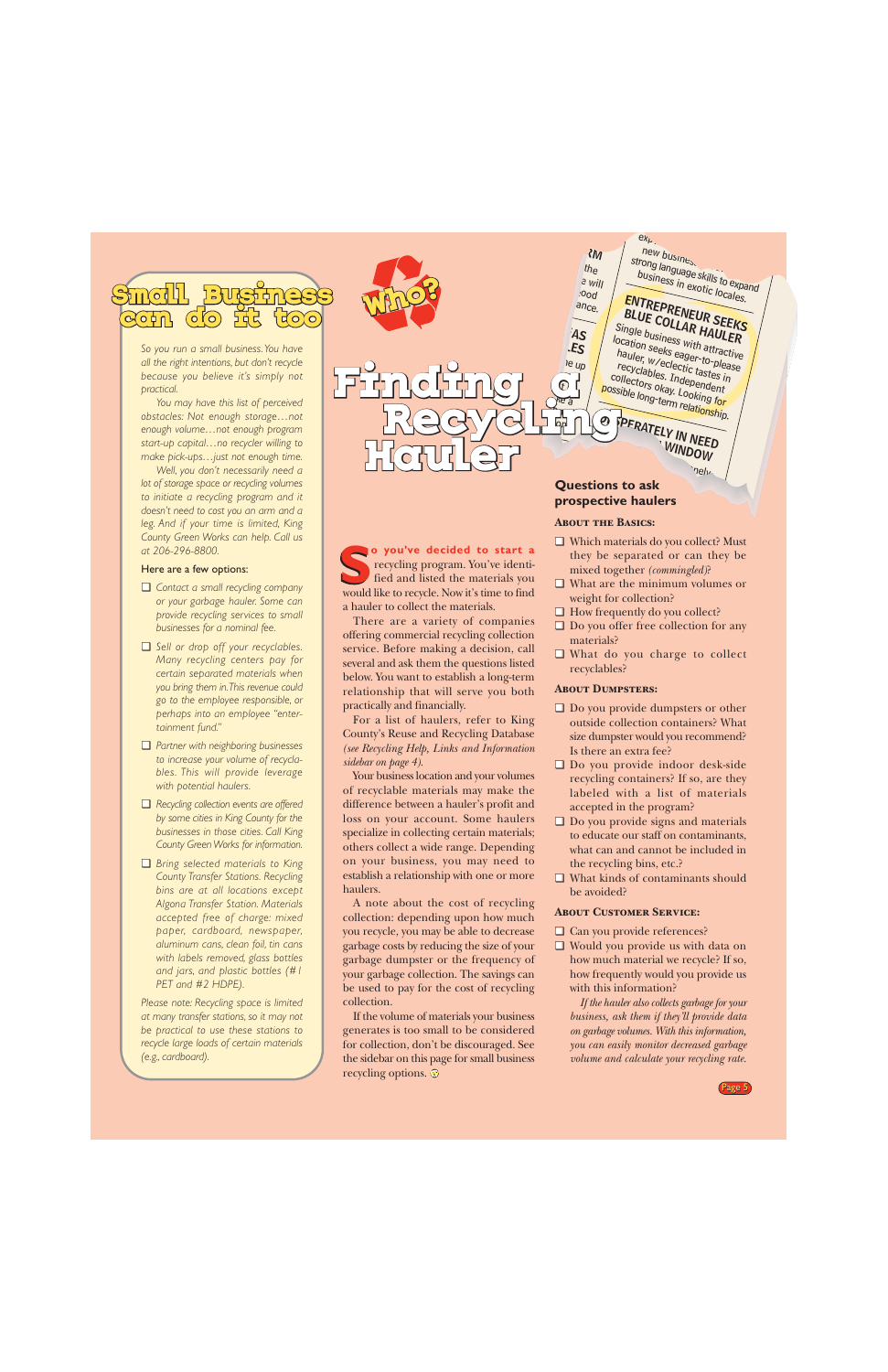# Finding a Recycling Hauler

**So you've decided to start a** recycling program. You've identified and listed the materials you would like to recycle. Now it's time to find a hauler to collect the materials.

There are a variety of companies offering commercial recycling collection service. Before making a decision, call several and ask them the questions listed below. You want to establish a long-term relationship that will serve you both practically and financially.

For a list of haulers, refer to King County's Reuse and Recycling Database *(see Recycling Help, Links and Information sidebar on page 4)*.

Your business location and your volumes of recyclable materials may make the difference between a hauler's profit and loss on your account. Some haulers specialize in collecting certain materials; others collect a wide range. Depending on your business, you may need to establish a relationship with one or more haulers.

A note about the cost of recycling collection: depending upon how much you recycle, you may be able to decrease garbage costs by reducing the size of your garbage dumpster or the frequency of your garbage collection. The savings can be used to pay for the cost of recycling collection.

If the volume of materials your business generates is too small to be considered for collection, don't be discouraged. See the sidebar on this page for small business recycling options.

## Questions to ask prospective haulers

### About the Basics:

- ❑ Which materials do you collect? Must they be separated or can they be mixed together *(commingled)*?
- ❑ What are the minimum volumes or weight for collection?
- ❑ How frequently do you collect?
- ❑ Do you offer free collection for any materials?
- ❑ What do you charge to collect recyclables?

### About Dumpsters:

- ❑ Do you provide dumpsters or other outside collection containers? What size dumpster would you recommend? Is there an extra fee?
- ❑ Do you provide indoor desk-side recycling containers? If so, are they labeled with a list of materials accepted in the program?
- ❑ Do you provide signs and materials to educate our staff on contaminants, what can and cannot be included in the recycling bins, etc.?
- ❑ What kinds of contaminants should be avoided?

### About Customer Service:

- ❑ Can you provide references?
- ❑ Would you provide us with data on how much material we recycle? If so, how frequently would you provide us with this information?

*If the hauler also collects garbage for your business, ask them if they'll provide data on garbage volumes. With this information, you can easily monitor decreased garbage volume and calculate your recycling rate.*

## Small Business can do it too

*So you run a small business. You have all the right intentions, but don't recycle because you believe it's simply not practical.*

*You may have this list of perceived obstacles: Not enough storage…not enough volume…not enough program start-up capital…no recycler willing to make pick-ups…just not enough time.*

*Well, you don't necessarily need a lot of storage space or recycling volumes to initiate a recycling program and it doesn't need to cost you an arm and a leg. And if your time is limited, King County Green Works can help. Call us at 206-296-8800.*

Here are a few options:

- ❑ *Contact a small recycling company or your garbage hauler. Some can provide recycling services to small businesses for a nominal fee.*
- ❑ *Sell or drop off your recyclables. Many recycling centers pay for certain separated materials when you bring them in. This revenue could go to the employee responsible, or perhaps into an employee "entertainment fund."*
- ❑ *Partner with neighboring businesses to increase your volume of recyclables. This will provide leverage with potential haulers.*
- ❑ *Recycling collection events are offered by some cities in King County for the businesses in those cities. Call King County Green Works for information.*
- ❑ *Bring selected materials to King County Transfer Stations. Recycling bins are at all locations except Algona Transfer Station. Materials accepted free of charge: mixed paper, cardboard, newspaper, aluminum cans, clean foil, tin cans with labels removed, glass bottles and jars, and plastic bottles (#1 PET and #2 HDPE).*

*Please note: Recycling space is limited at many transfer stations, so it may not be practical to use these stations to recycle large loads of certain materials (e.g., cardboard).*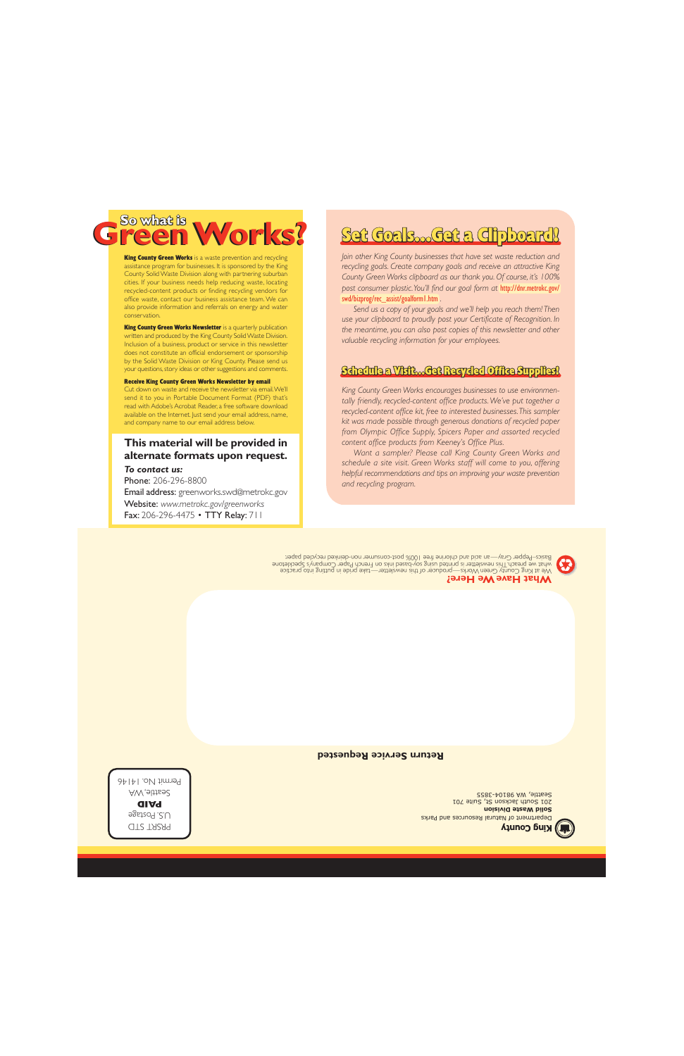# So what is Green Works?

**King County Green Works** is a waste prevention and recycling assistance program for businesses. It is sponsored by the King County Solid Waste Division along with partnering suburban cities. If your business needs help reducing waste, locating recycled-content products or finding recycling vendors for office waste, contact our business assistance team. We can also provide information and referrals on energy and water conservation.

**King County Green Works Newsletter** is a quarterly publication written and produced by the King County Solid Waste Division. Inclusion of a business, product or service in this newsletter does not constitute an official endorsement or sponsorship by the Solid Waste Division or King County. Please send us your questions, story ideas or other suggestions and comments.

**Receive King County Green Works Newsletter by email**
Cut down on waste and receive the newsletter via email. We'll send it to you in Portable Document Format (PDF) that's read with Adobe's Acrobat Reader, a free software download available on the Internet. Just send your email address, name, and company name to our email address below.

**This material will be provided in alternate formats upon request.**

***To contact us:***
Phone: 206-296-8800
Email address: greenworks.swd@metrokc.gov
Website: *www.metrokc.gov/greenworks*
Fax: 206-296-4475 • TTY Relay: 711

## Set Goals...Get a Clipboard!

*Join other King County businesses that have set waste reduction and recycling goals. Create company goals and receive an attractive King County Green Works clipboard as our thank you. Of course, it's 100% post consumer plastic. You'll find our goal form at* http://dnr.metrokc.gov/swd/bizprog/rec_assist/goalform1.htm.

*Send us a copy of your goals and we'll help you reach them! Then use your clipboard to proudly post your Certificate of Recognition. In the meantime, you can also post copies of this newsletter and other valuable recycling information for your employees.*

## Schedule a Visit...Get Recycled Office Supplies!

*King County Green Works encourages businesses to use environmentally friendly, recycled-content office products. We've put together a recycled-content office kit, free to interested businesses. This sampler kit was made possible through generous donations of recycled paper from Olympic Office Supply, Spicers Paper and assorted recycled content office products from Keeney's Office Plus.*

*Want a sampler? Please call King County Green Works and schedule a site visit. Green Works staff will come to you, offering helpful recommendations and tips on improving your waste prevention and recycling program.*

**What Have We Here?**
We at King County Green Works—producer of this newsletter—take pride in putting into practice what we preach. This newsletter is printed using soy-based inks on French Paper Company's Speckletone Basics–Pepper Gray—an acid and chlorine free 100% post-consumer non-deinked recycled paper.

**King County**
Department of Natural Resources and Parks
**Solid Waste Division**
201 South Jackson St, Suite 701
Seattle, WA 98104-3855

**Return Service Requested**

PRSRT STD
U.S. Postage
**PAID**
Seattle, WA
Permit No. 1146